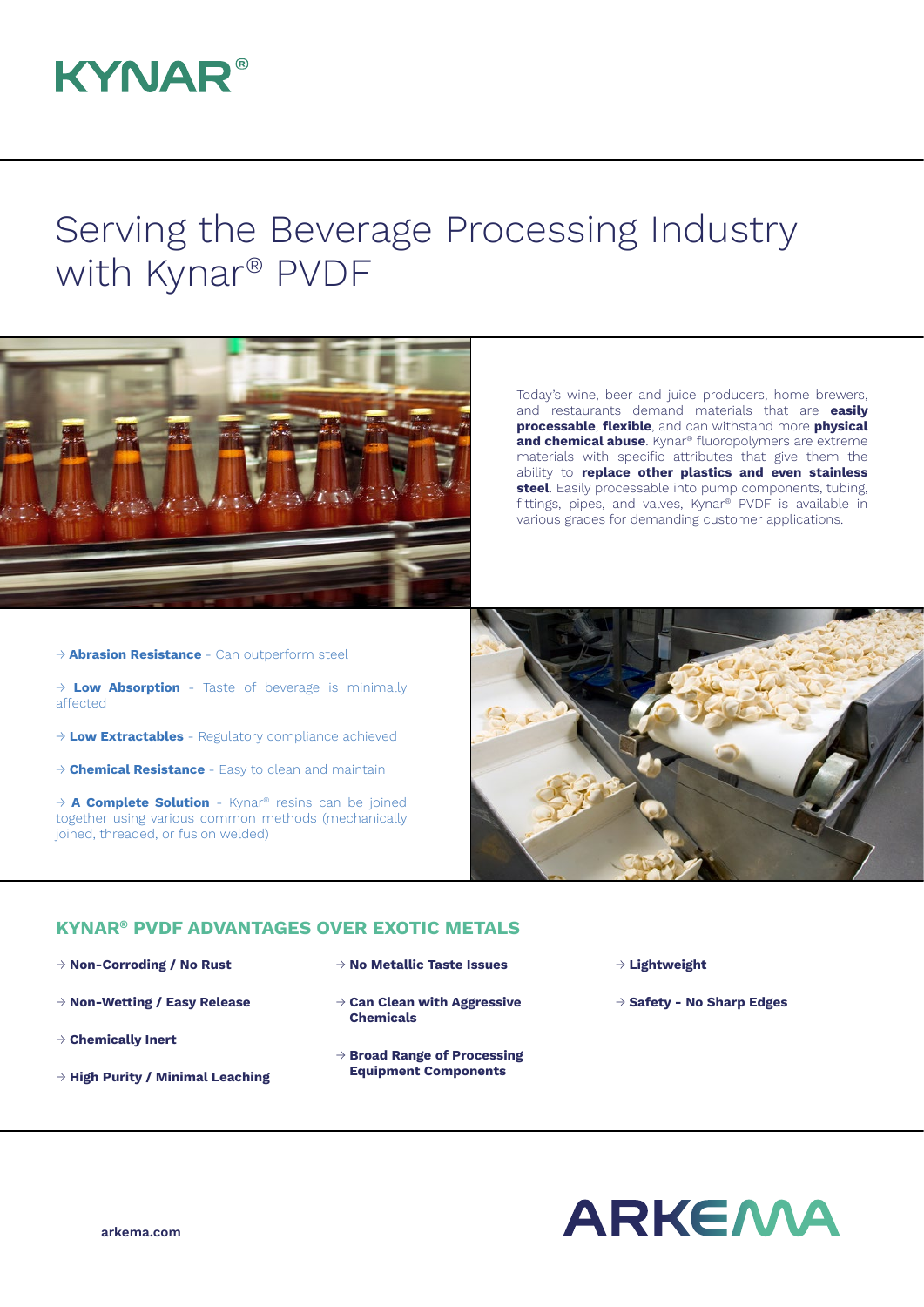KYNAR®

# Serving the Beverage Processing Industry with Kynar® PVDF

Today's wine, beer and juice producers, home brewers, and restaurants demand materials that are **easily processable**, **flexible**, and can withstand more **physical and chemical abuse**. Kynar® fluoropolymers are extreme materials with specific attributes that give them the ability to **replace other plastics and even stainless steel**. Easily processable into pump components, tubing, fittings, pipes, and valves, Kynar® PVDF is available in various grades for demanding customer applications.

- → **Abrasion Resistance** - Can outperform steel
- → **Low Absorption** - Taste of beverage is minimally affected
- → **Low Extractables** - Regulatory compliance achieved
- → **Chemical Resistance** - Easy to clean and maintain
- → **A Complete Solution** - Kynar® resins can be joined together using various common methods (mechanically joined, threaded, or fusion welded)

## KYNAR® PVDF ADVANTAGES OVER EXOTIC METALS

- → **Non-Corroding / No Rust**
- → **Non-Wetting / Easy Release**
- → **Chemically Inert**
- → **High Purity / Minimal Leaching**
- → **No Metallic Taste Issues**
- → **Can Clean with Aggressive Chemicals**
- → **Broad Range of Processing Equipment Components**
- → **Lightweight**
- → **Safety - No Sharp Edges**

arkema.com

ARKEMA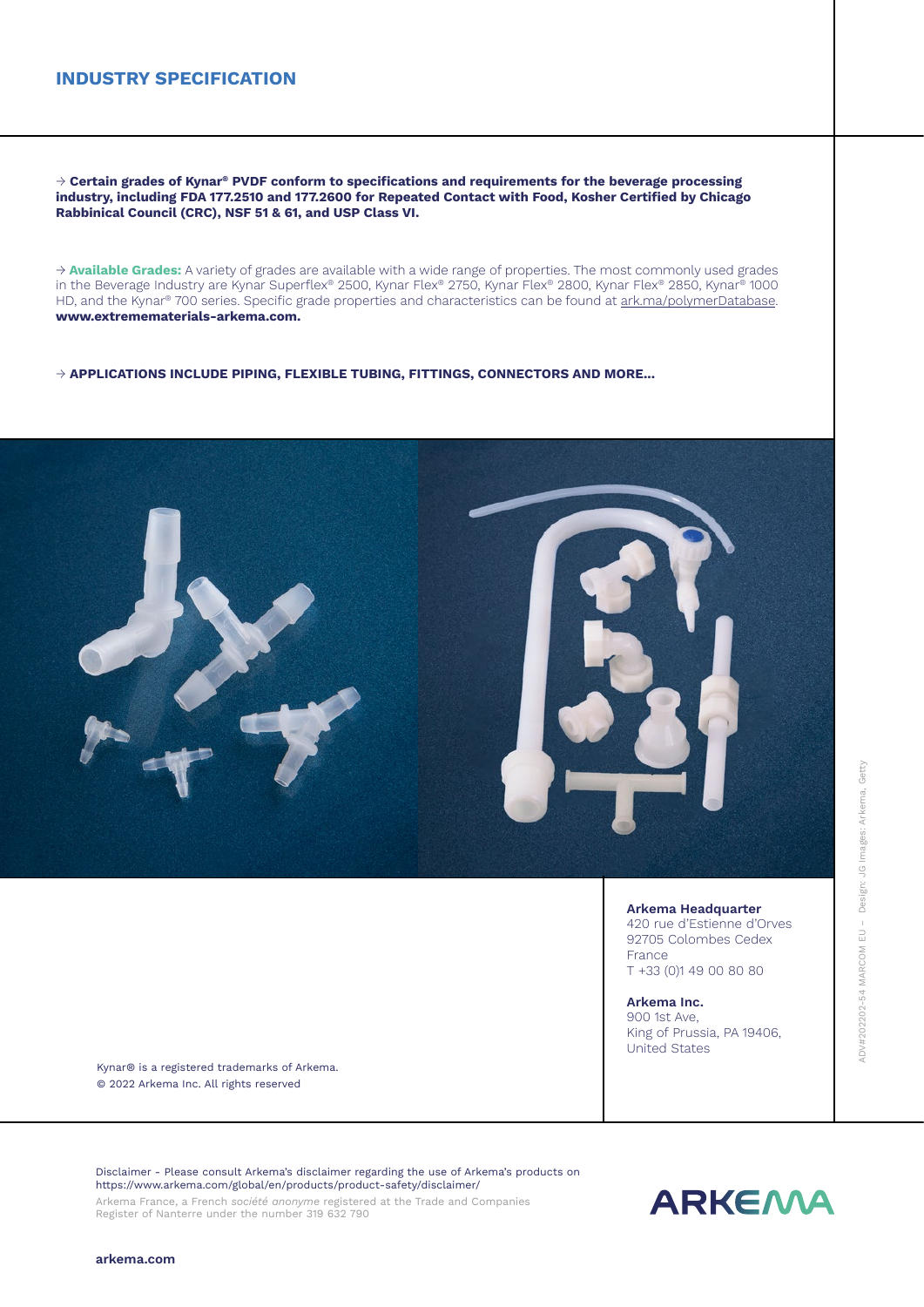## INDUSTRY SPECIFICATION

→ **Certain grades of Kynar® PVDF conform to specifications and requirements for the beverage processing industry, including FDA 177.2510 and 177.2600 for Repeated Contact with Food, Kosher Certified by Chicago Rabbinical Council (CRC), NSF 51 & 61, and USP Class VI.**

→ **Available Grades:** A variety of grades are available with a wide range of properties. The most commonly used grades in the Beverage Industry are Kynar Superflex® 2500, Kynar Flex® 2750, Kynar Flex® 2800, Kynar Flex® 2850, Kynar® 1000 HD, and the Kynar® 700 series. Specific grade properties and characteristics can be found at ark.ma/polymerDatabase. **www.extremematerials-arkema.com.**

→ **APPLICATIONS INCLUDE PIPING, FLEXIBLE TUBING, FITTINGS, CONNECTORS AND MORE...**

**Arkema Headquarter**
420 rue d'Estienne d'Orves
92705 Colombes Cedex
France
T +33 (0)1 49 00 80 80

**Arkema Inc.**
900 1st Ave,
King of Prussia, PA 19406,
United States

Kynar® is a registered trademarks of Arkema.
© 2022 Arkema Inc. All rights reserved

ADV#20220​2-54 MARCOM EU – Design: Arkema, Getty Images: JG Images

Disclaimer - Please consult Arkema's disclaimer regarding the use of Arkema's products on https://www.arkema.com/global/en/products/product-safety/disclaimer/

Arkema France, a French *société anonyme* registered at the Trade and Companies Register of Nanterre under the number 319 632 790

ARKEMA

**arkema.com**